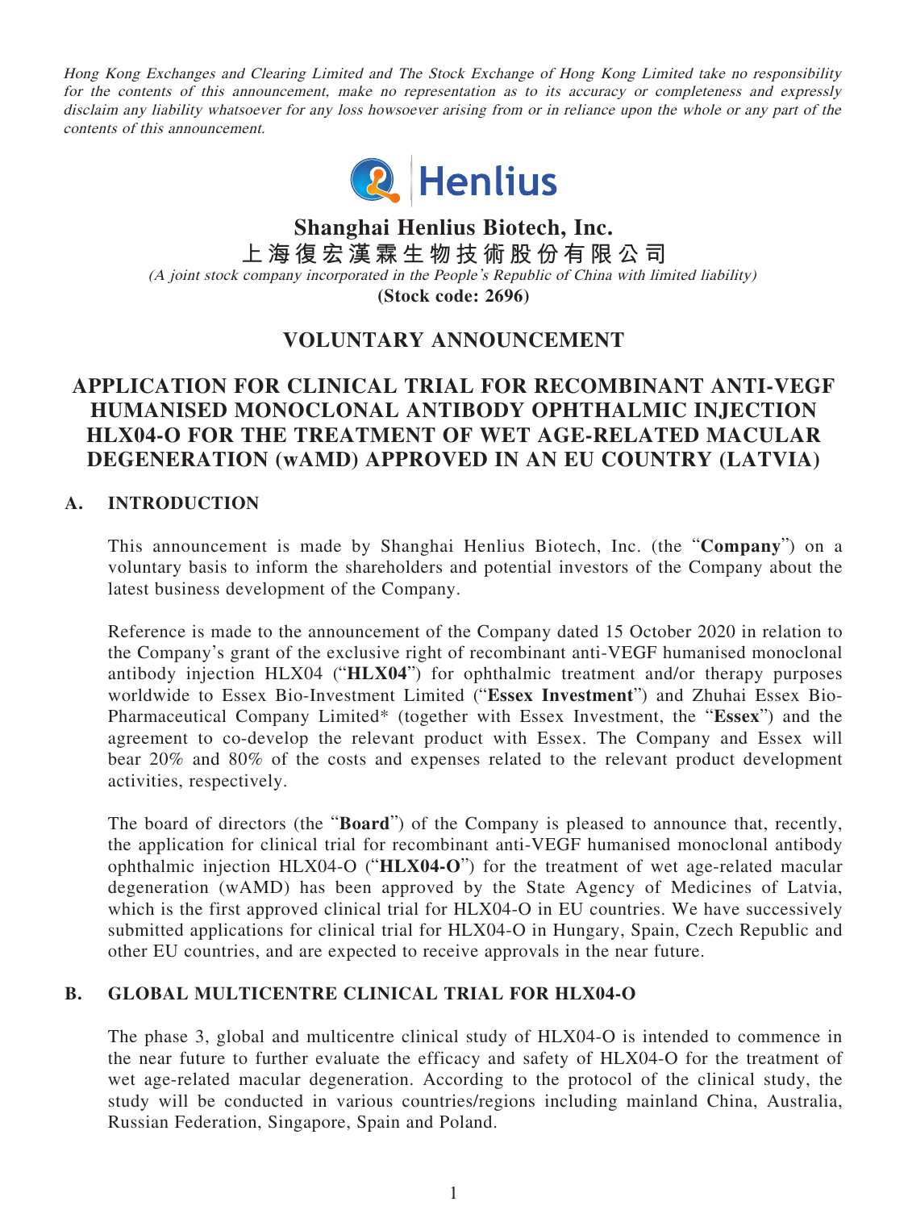*Hong Kong Exchanges and Clearing Limited and The Stock Exchange of Hong Kong Limited take no responsibility for the contents of this announcement, make no representation as to its accuracy or completeness and expressly disclaim any liability whatsoever for any loss howsoever arising from or in reliance upon the whole or any part of the contents of this announcement.*

Henlius

# Shanghai Henlius Biotech, Inc.

# 上海復宏漢霖生物技術股份有限公司

*(A joint stock company incorporated in the People's Republic of China with limited liability)*

**(Stock code: 2696)**

## VOLUNTARY ANNOUNCEMENT

## APPLICATION FOR CLINICAL TRIAL FOR RECOMBINANT ANTI-VEGF HUMANISED MONOCLONAL ANTIBODY OPHTHALMIC INJECTION HLX04-O FOR THE TREATMENT OF WET AGE-RELATED MACULAR DEGENERATION (wAMD) APPROVED IN AN EU COUNTRY (LATVIA)

### A. INTRODUCTION

This announcement is made by Shanghai Henlius Biotech, Inc. (the "**Company**") on a voluntary basis to inform the shareholders and potential investors of the Company about the latest business development of the Company.

Reference is made to the announcement of the Company dated 15 October 2020 in relation to the Company's grant of the exclusive right of recombinant anti-VEGF humanised monoclonal antibody injection HLX04 ("**HLX04**") for ophthalmic treatment and/or therapy purposes worldwide to Essex Bio-Investment Limited ("**Essex Investment**") and Zhuhai Essex Bio-Pharmaceutical Company Limited* (together with Essex Investment, the "**Essex**") and the agreement to co-develop the relevant product with Essex. The Company and Essex will bear 20% and 80% of the costs and expenses related to the relevant product development activities, respectively.

The board of directors (the "**Board**") of the Company is pleased to announce that, recently, the application for clinical trial for recombinant anti-VEGF humanised monoclonal antibody ophthalmic injection HLX04-O ("**HLX04-O**") for the treatment of wet age-related macular degeneration (wAMD) has been approved by the State Agency of Medicines of Latvia, which is the first approved clinical trial for HLX04-O in EU countries. We have successively submitted applications for clinical trial for HLX04-O in Hungary, Spain, Czech Republic and other EU countries, and are expected to receive approvals in the near future.

### B. GLOBAL MULTICENTRE CLINICAL TRIAL FOR HLX04-O

The phase 3, global and multicentre clinical study of HLX04-O is intended to commence in the near future to further evaluate the efficacy and safety of HLX04-O for the treatment of wet age-related macular degeneration. According to the protocol of the clinical study, the study will be conducted in various countries/regions including mainland China, Australia, Russian Federation, Singapore, Spain and Poland.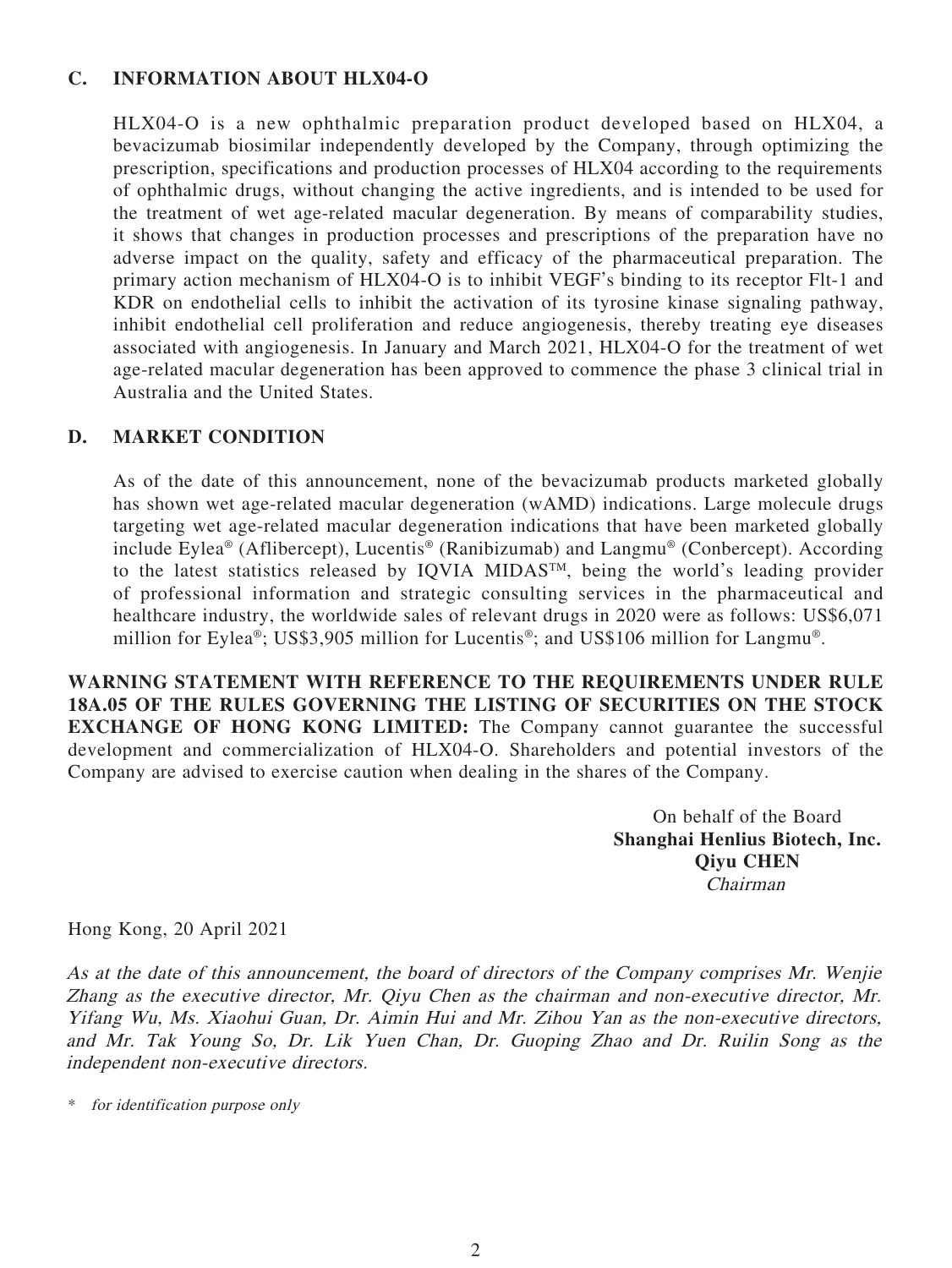## C. INFORMATION ABOUT HLX04-O

HLX04-O is a new ophthalmic preparation product developed based on HLX04, a bevacizumab biosimilar independently developed by the Company, through optimizing the prescription, specifications and production processes of HLX04 according to the requirements of ophthalmic drugs, without changing the active ingredients, and is intended to be used for the treatment of wet age-related macular degeneration. By means of comparability studies, it shows that changes in production processes and prescriptions of the preparation have no adverse impact on the quality, safety and efficacy of the pharmaceutical preparation. The primary action mechanism of HLX04-O is to inhibit VEGF's binding to its receptor Flt-1 and KDR on endothelial cells to inhibit the activation of its tyrosine kinase signaling pathway, inhibit endothelial cell proliferation and reduce angiogenesis, thereby treating eye diseases associated with angiogenesis. In January and March 2021, HLX04-O for the treatment of wet age-related macular degeneration has been approved to commence the phase 3 clinical trial in Australia and the United States.

## D. MARKET CONDITION

As of the date of this announcement, none of the bevacizumab products marketed globally has shown wet age-related macular degeneration (wAMD) indications. Large molecule drugs targeting wet age-related macular degeneration indications that have been marketed globally include Eylea® (Aflibercept), Lucentis® (Ranibizumab) and Langmu® (Conbercept). According to the latest statistics released by IQVIA MIDAS™, being the world's leading provider of professional information and strategic consulting services in the pharmaceutical and healthcare industry, the worldwide sales of relevant drugs in 2020 were as follows: US$6,071 million for Eylea®; US$3,905 million for Lucentis®; and US$106 million for Langmu®.

**WARNING STATEMENT WITH REFERENCE TO THE REQUIREMENTS UNDER RULE 18A.05 OF THE RULES GOVERNING THE LISTING OF SECURITIES ON THE STOCK EXCHANGE OF HONG KONG LIMITED:** The Company cannot guarantee the successful development and commercialization of HLX04-O. Shareholders and potential investors of the Company are advised to exercise caution when dealing in the shares of the Company.

On behalf of the Board
**Shanghai Henlius Biotech, Inc.**
**Qiyu CHEN**
*Chairman*

Hong Kong, 20 April 2021

*As at the date of this announcement, the board of directors of the Company comprises Mr. Wenjie Zhang as the executive director, Mr. Qiyu Chen as the chairman and non-executive director, Mr. Yifang Wu, Ms. Xiaohui Guan, Dr. Aimin Hui and Mr. Zihou Yan as the non-executive directors, and Mr. Tak Young So, Dr. Lik Yuen Chan, Dr. Guoping Zhao and Dr. Ruilin Song as the independent non-executive directors.*

\* *for identification purpose only*